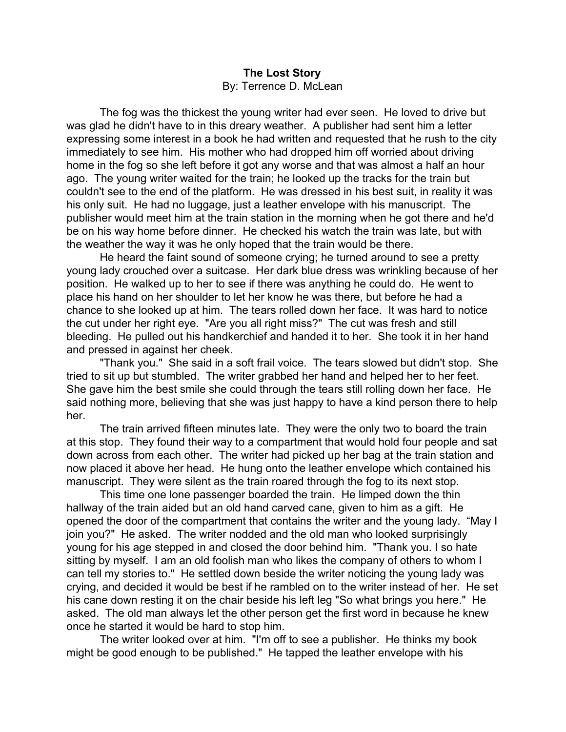**The Lost Story**

By: Terrence D. McLean

The fog was the thickest the young writer had ever seen. He loved to drive but was glad he didn't have to in this dreary weather. A publisher had sent him a letter expressing some interest in a book he had written and requested that he rush to the city immediately to see him. His mother who had dropped him off worried about driving home in the fog so she left before it got any worse and that was almost a half an hour ago. The young writer waited for the train; he looked up the tracks for the train but couldn't see to the end of the platform. He was dressed in his best suit, in reality it was his only suit. He had no luggage, just a leather envelope with his manuscript. The publisher would meet him at the train station in the morning when he got there and he'd be on his way home before dinner. He checked his watch the train was late, but with the weather the way it was he only hoped that the train would be there.

He heard the faint sound of someone crying; he turned around to see a pretty young lady crouched over a suitcase. Her dark blue dress was wrinkling because of her position. He walked up to her to see if there was anything he could do. He went to place his hand on her shoulder to let her know he was there, but before he had a chance to she looked up at him. The tears rolled down her face. It was hard to notice the cut under her right eye. "Are you all right miss?" The cut was fresh and still bleeding. He pulled out his handkerchief and handed it to her. She took it in her hand and pressed in against her cheek.

"Thank you." She said in a soft frail voice. The tears slowed but didn't stop. She tried to sit up but stumbled. The writer grabbed her hand and helped her to her feet. She gave him the best smile she could through the tears still rolling down her face. He said nothing more, believing that she was just happy to have a kind person there to help her.

The train arrived fifteen minutes late. They were the only two to board the train at this stop. They found their way to a compartment that would hold four people and sat down across from each other. The writer had picked up her bag at the train station and now placed it above her head. He hung onto the leather envelope which contained his manuscript. They were silent as the train roared through the fog to its next stop.

This time one lone passenger boarded the train. He limped down the thin hallway of the train aided but an old hand carved cane, given to him as a gift. He opened the door of the compartment that contains the writer and the young lady. "May I join you?" He asked. The writer nodded and the old man who looked surprisingly young for his age stepped in and closed the door behind him. "Thank you. I so hate sitting by myself. I am an old foolish man who likes the company of others to whom I can tell my stories to." He settled down beside the writer noticing the young lady was crying, and decided it would be best if he rambled on to the writer instead of her. He set his cane down resting it on the chair beside his left leg "So what brings you here." He asked. The old man always let the other person get the first word in because he knew once he started it would be hard to stop him.

The writer looked over at him. "I'm off to see a publisher. He thinks my book might be good enough to be published." He tapped the leather envelope with his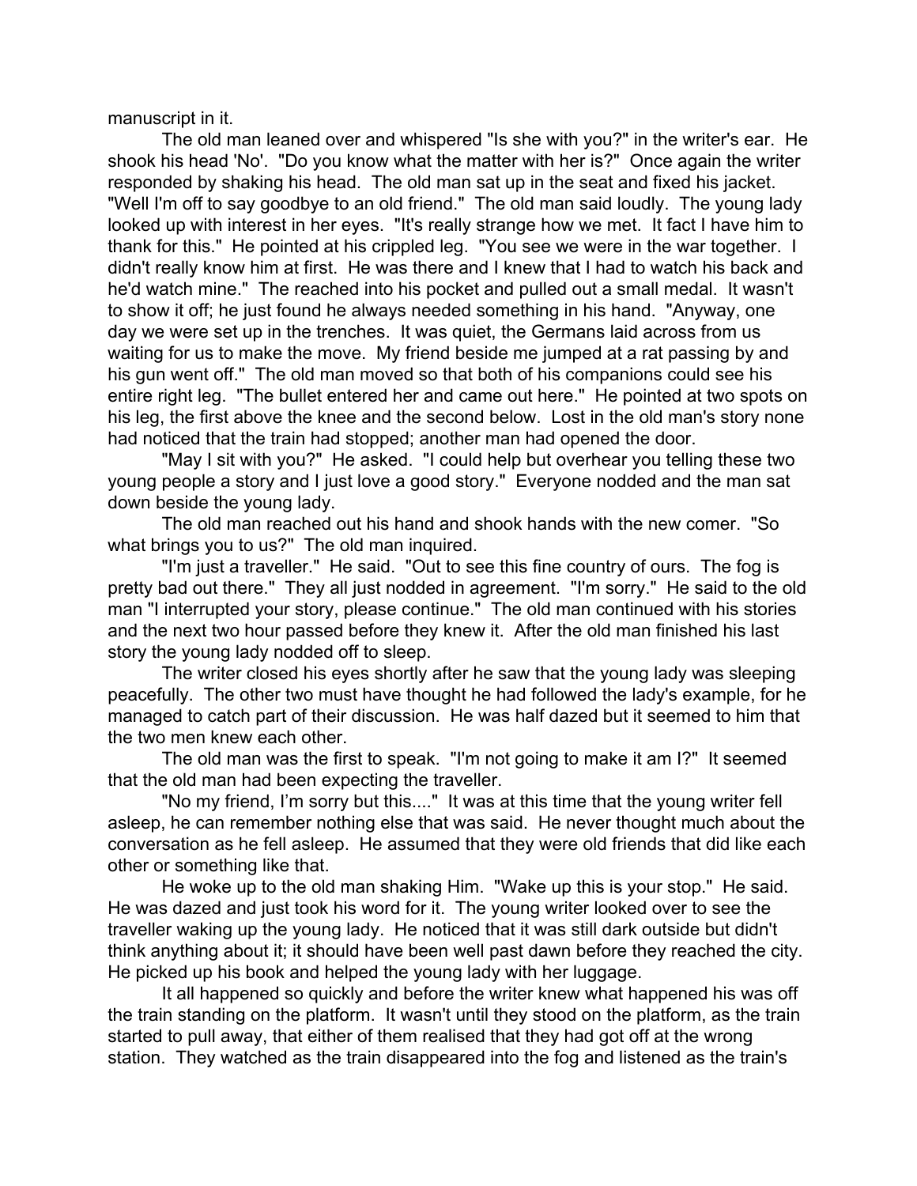manuscript in it.

The old man leaned over and whispered "Is she with you?" in the writer's ear. He shook his head 'No'. "Do you know what the matter with her is?" Once again the writer responded by shaking his head. The old man sat up in the seat and fixed his jacket. "Well I'm off to say goodbye to an old friend." The old man said loudly. The young lady looked up with interest in her eyes. "It's really strange how we met. It fact I have him to thank for this." He pointed at his crippled leg. "You see we were in the war together. I didn't really know him at first. He was there and I knew that I had to watch his back and he'd watch mine." The reached into his pocket and pulled out a small medal. It wasn't to show it off; he just found he always needed something in his hand. "Anyway, one day we were set up in the trenches. It was quiet, the Germans laid across from us waiting for us to make the move. My friend beside me jumped at a rat passing by and his gun went off." The old man moved so that both of his companions could see his entire right leg. "The bullet entered her and came out here." He pointed at two spots on his leg, the first above the knee and the second below. Lost in the old man's story none had noticed that the train had stopped; another man had opened the door.

"May I sit with you?" He asked. "I could help but overhear you telling these two young people a story and I just love a good story." Everyone nodded and the man sat down beside the young lady.

The old man reached out his hand and shook hands with the new comer. "So what brings you to us?" The old man inquired.

"I'm just a traveller." He said. "Out to see this fine country of ours. The fog is pretty bad out there." They all just nodded in agreement. "I'm sorry." He said to the old man "I interrupted your story, please continue." The old man continued with his stories and the next two hour passed before they knew it. After the old man finished his last story the young lady nodded off to sleep.

The writer closed his eyes shortly after he saw that the young lady was sleeping peacefully. The other two must have thought he had followed the lady's example, for he managed to catch part of their discussion. He was half dazed but it seemed to him that the two men knew each other.

The old man was the first to speak. "I'm not going to make it am I?" It seemed that the old man had been expecting the traveller.

"No my friend, I'm sorry but this...." It was at this time that the young writer fell asleep, he can remember nothing else that was said. He never thought much about the conversation as he fell asleep. He assumed that they were old friends that did like each other or something like that.

He woke up to the old man shaking Him. "Wake up this is your stop." He said. He was dazed and just took his word for it. The young writer looked over to see the traveller waking up the young lady. He noticed that it was still dark outside but didn't think anything about it; it should have been well past dawn before they reached the city. He picked up his book and helped the young lady with her luggage.

It all happened so quickly and before the writer knew what happened his was off the train standing on the platform. It wasn't until they stood on the platform, as the train started to pull away, that either of them realised that they had got off at the wrong station. They watched as the train disappeared into the fog and listened as the train's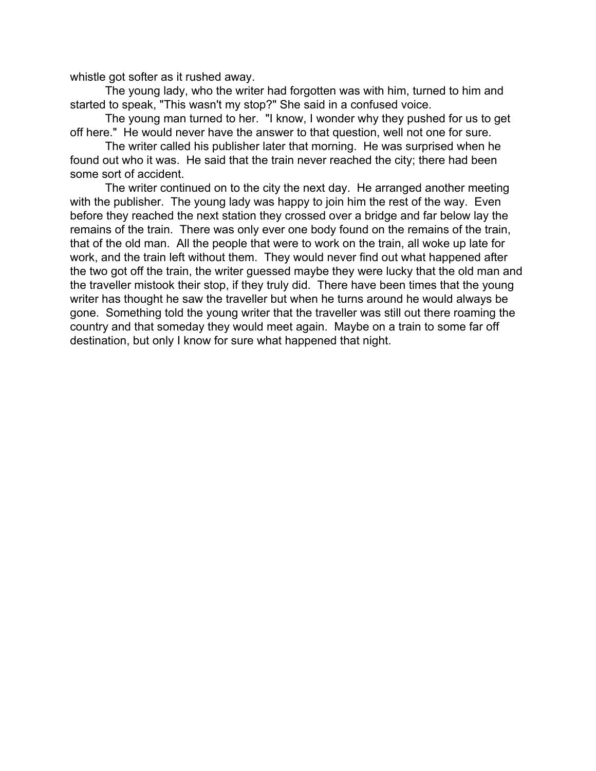whistle got softer as it rushed away.

The young lady, who the writer had forgotten was with him, turned to him and started to speak, "This wasn't my stop?" She said in a confused voice.

The young man turned to her. "I know, I wonder why they pushed for us to get off here." He would never have the answer to that question, well not one for sure.

The writer called his publisher later that morning. He was surprised when he found out who it was. He said that the train never reached the city; there had been some sort of accident.

The writer continued on to the city the next day. He arranged another meeting with the publisher. The young lady was happy to join him the rest of the way. Even before they reached the next station they crossed over a bridge and far below lay the remains of the train. There was only ever one body found on the remains of the train, that of the old man. All the people that were to work on the train, all woke up late for work, and the train left without them. They would never find out what happened after the two got off the train, the writer guessed maybe they were lucky that the old man and the traveller mistook their stop, if they truly did. There have been times that the young writer has thought he saw the traveller but when he turns around he would always be gone. Something told the young writer that the traveller was still out there roaming the country and that someday they would meet again. Maybe on a train to some far off destination, but only I know for sure what happened that night.